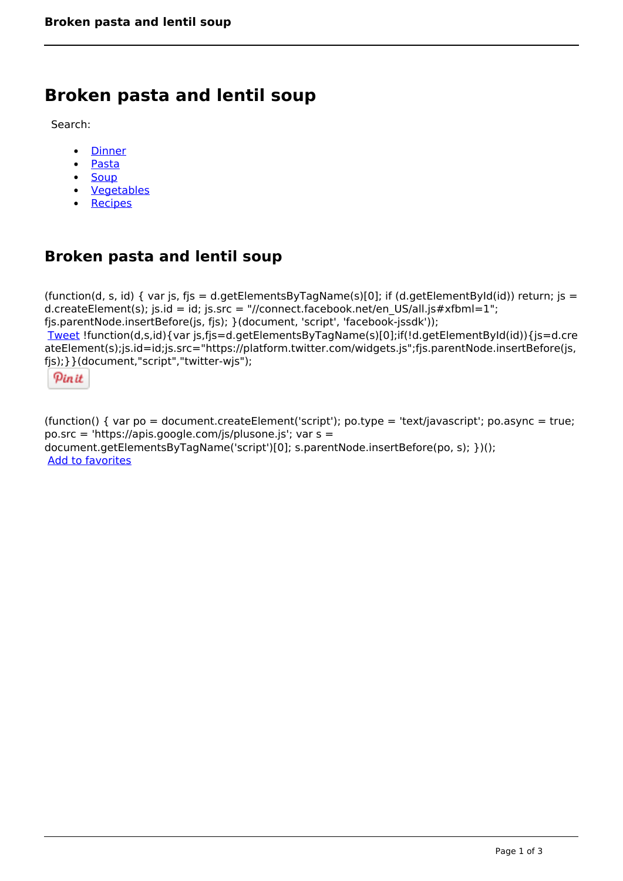# Broken pasta and lentil soup

Search:

- Dinner
- Pasta
- Soup
- Vegetables
- Recipes

## Broken pasta and lentil soup

(function(d, s, id) { var js, fjs = d.getElementsByTagName(s)[0]; if (d.getElementById(id)) return; js = d.createElement(s); js.id = id; js.src = "//connect.facebook.net/en_US/all.js#xfbml=1"; fjs.parentNode.insertBefore(js, fjs); }(document, 'script', 'facebook-jssdk'));
Tweet !function(d,s,id){var js,fjs=d.getElementsByTagName(s)[0];if(!d.getElementById(id)){js=d.createElement(s);js.id=id;js.src="https://platform.twitter.com/widgets.js";fjs.parentNode.insertBefore(js,fjs);}}(document,"script","twitter-wjs");

Pin it

(function() { var po = document.createElement('script'); po.type = 'text/javascript'; po.async = true; po.src = 'https://apis.google.com/js/plusone.js'; var s = document.getElementsByTagName('script')[0]; s.parentNode.insertBefore(po, s); })();
Add to favorites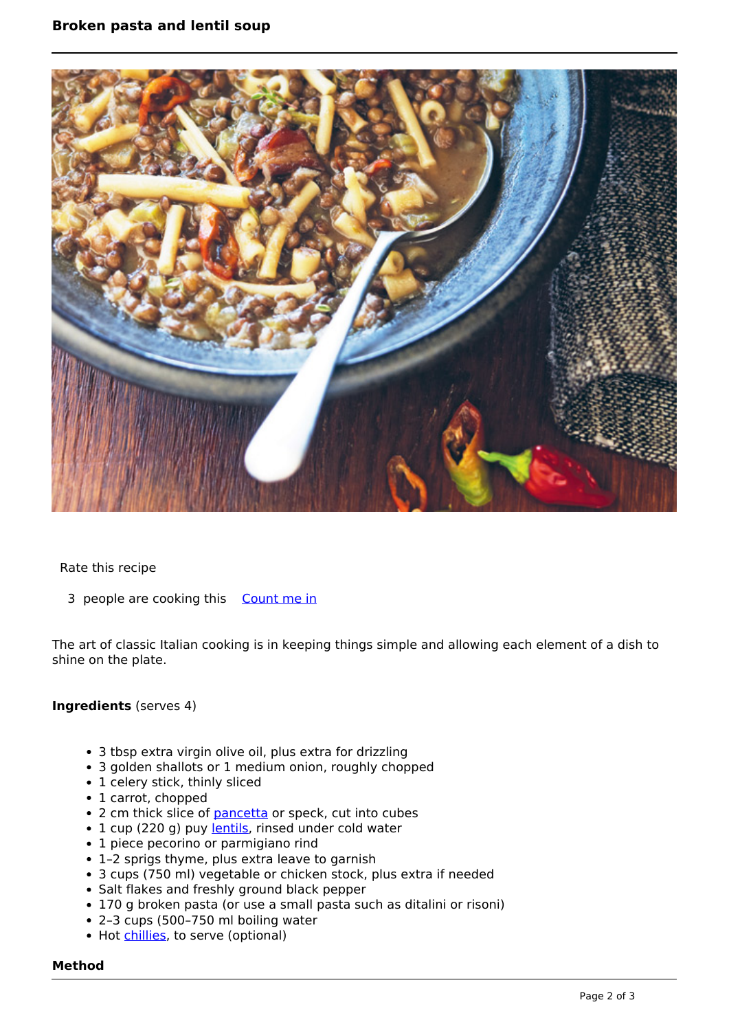Rate this recipe

3 people are cooking this Count me in

The art of classic Italian cooking is in keeping things simple and allowing each element of a dish to shine on the plate.

**Ingredients** (serves 4)

- 3 tbsp extra virgin olive oil, plus extra for drizzling
- 3 golden shallots or 1 medium onion, roughly chopped
- 1 celery stick, thinly sliced
- 1 carrot, chopped
- 2 cm thick slice of pancetta or speck, cut into cubes
- 1 cup (220 g) puy lentils, rinsed under cold water
- 1 piece pecorino or parmigiano rind
- 1–2 sprigs thyme, plus extra leave to garnish
- 3 cups (750 ml) vegetable or chicken stock, plus extra if needed
- Salt flakes and freshly ground black pepper
- 170 g broken pasta (or use a small pasta such as ditalini or risoni)
- 2–3 cups (500–750 ml boiling water
- Hot chillies, to serve (optional)

**Method**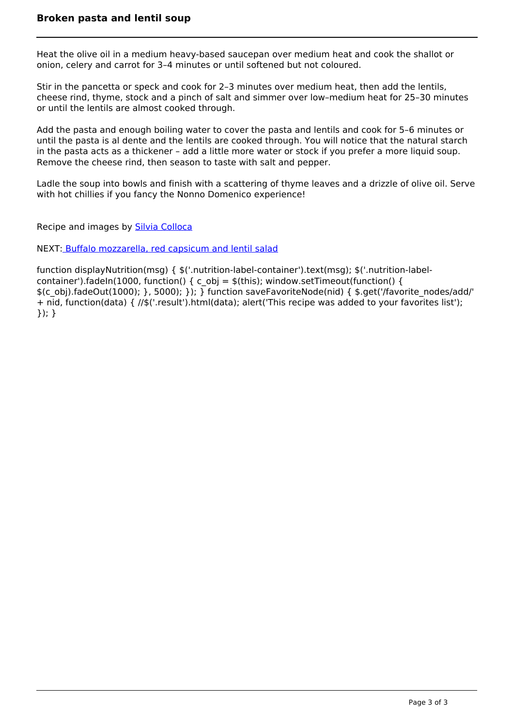Heat the olive oil in a medium heavy-based saucepan over medium heat and cook the shallot or onion, celery and carrot for 3–4 minutes or until softened but not coloured.

Stir in the pancetta or speck and cook for 2–3 minutes over medium heat, then add the lentils, cheese rind, thyme, stock and a pinch of salt and simmer over low–medium heat for 25–30 minutes or until the lentils are almost cooked through.

Add the pasta and enough boiling water to cover the pasta and lentils and cook for 5–6 minutes or until the pasta is al dente and the lentils are cooked through. You will notice that the natural starch in the pasta acts as a thickener – add a little more water or stock if you prefer a more liquid soup. Remove the cheese rind, then season to taste with salt and pepper.

Ladle the soup into bowls and finish with a scattering of thyme leaves and a drizzle of olive oil. Serve with hot chillies if you fancy the Nonno Domenico experience!

Recipe and images by Silvia Colloca

NEXT: Buffalo mozzarella, red capsicum and lentil salad

```
function displayNutrition(msg) { $('.nutrition-label-container').text(msg); $('.nutrition-label-container').fadeIn(1000, function() { c_obj = $(this); window.setTimeout(function() { $(c_obj).fadeOut(1000); }, 5000); }); } function saveFavoriteNode(nid) { $.get('/favorite_nodes/add/' + nid, function(data) { //$('.result').html(data); alert('This recipe was added to your favorites list'); }); }
```